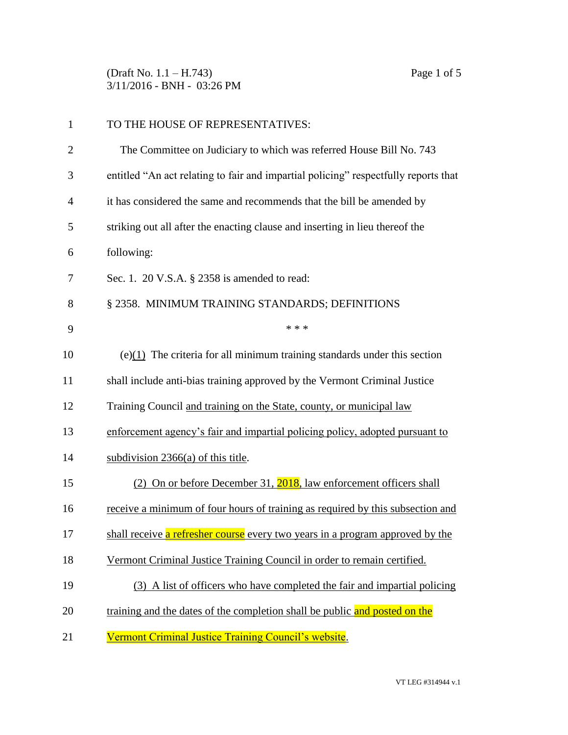TO THE HOUSE OF REPRESENTATIVES:

The Committee on Judiciary to which was referred House Bill No. 743 entitled "An act relating to fair and impartial policing" respectfully reports that it has considered the same and recommends that the bill be amended by striking out all after the enacting clause and inserting in lieu thereof the following:

Sec. 1. 20 V.S.A. § 2358 is amended to read:

§ 2358. MINIMUM TRAINING STANDARDS; DEFINITIONS

\* \* \*

(e)(1) The criteria for all minimum training standards under this section shall include anti-bias training approved by the Vermont Criminal Justice Training Council and training on the State, county, or municipal law enforcement agency's fair and impartial policing policy, adopted pursuant to subdivision 2366(a) of this title.

(2) On or before December 31, 2018, law enforcement officers shall receive a minimum of four hours of training as required by this subsection and shall receive a refresher course every two years in a program approved by the Vermont Criminal Justice Training Council in order to remain certified.

(3) A list of officers who have completed the fair and impartial policing training and the dates of the completion shall be public and posted on the Vermont Criminal Justice Training Council's website.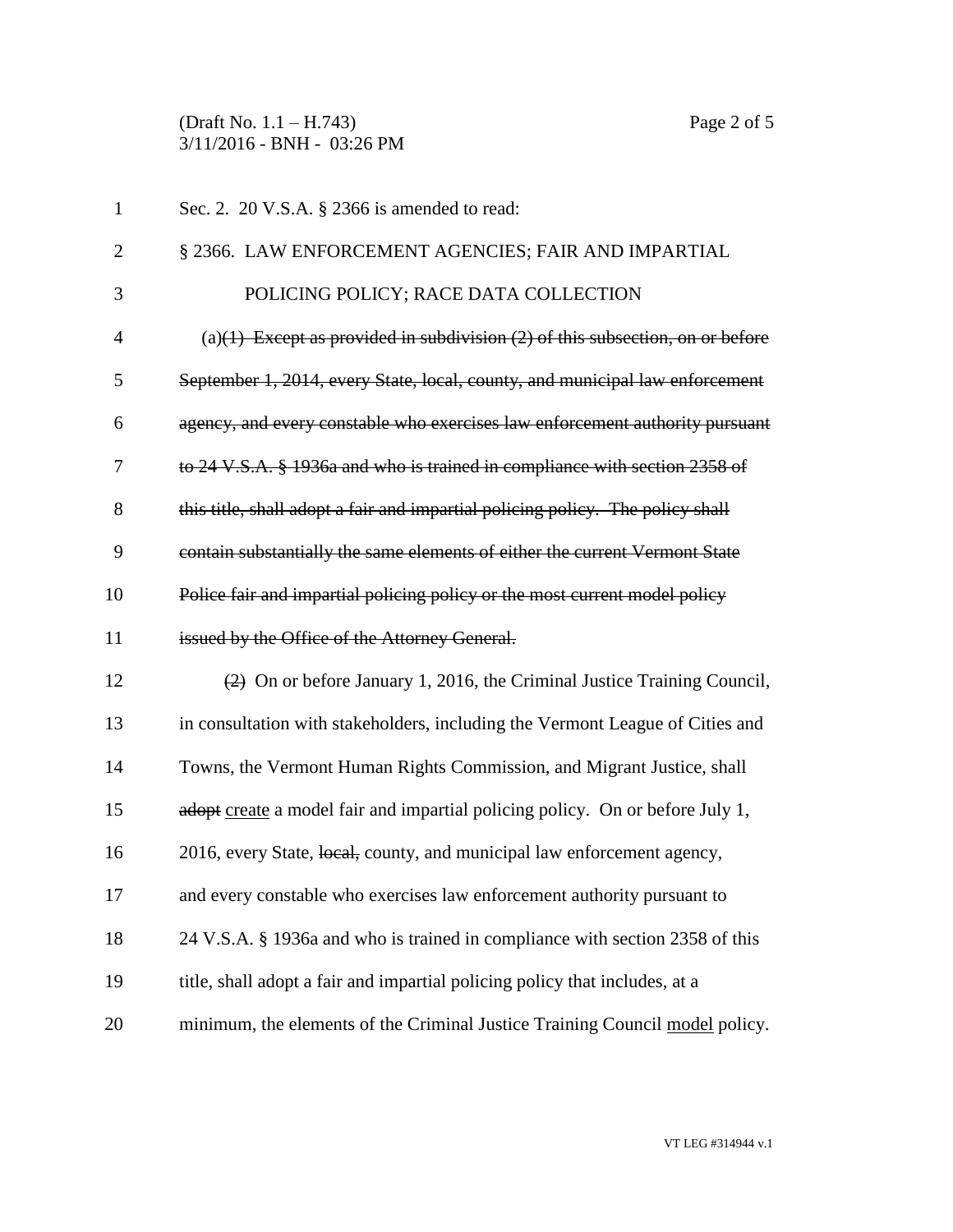Sec. 2. 20 V.S.A. § 2366 is amended to read:

§ 2366. LAW ENFORCEMENT AGENCIES; FAIR AND IMPARTIAL POLICING POLICY; RACE DATA COLLECTION

(a)~~(1) Except as provided in subdivision (2) of this subsection, on or before September 1, 2014, every State, local, county, and municipal law enforcement agency, and every constable who exercises law enforcement authority pursuant to 24 V.S.A. § 1936a and who is trained in compliance with section 2358 of this title, shall adopt a fair and impartial policing policy. The policy shall contain substantially the same elements of either the current Vermont State Police fair and impartial policing policy or the most current model policy issued by the Office of the Attorney General.~~

~~(2)~~ On or before January 1, 2016, the Criminal Justice Training Council, in consultation with stakeholders, including the Vermont League of Cities and Towns, the Vermont Human Rights Commission, and Migrant Justice, shall ~~adopt~~ <u>create</u> a model fair and impartial policing policy. On or before July 1, 2016, every State, ~~local,~~ county, and municipal law enforcement agency, and every constable who exercises law enforcement authority pursuant to 24 V.S.A. § 1936a and who is trained in compliance with section 2358 of this title, shall adopt a fair and impartial policing policy that includes, at a minimum, the elements of the Criminal Justice Training Council <u>model</u> policy.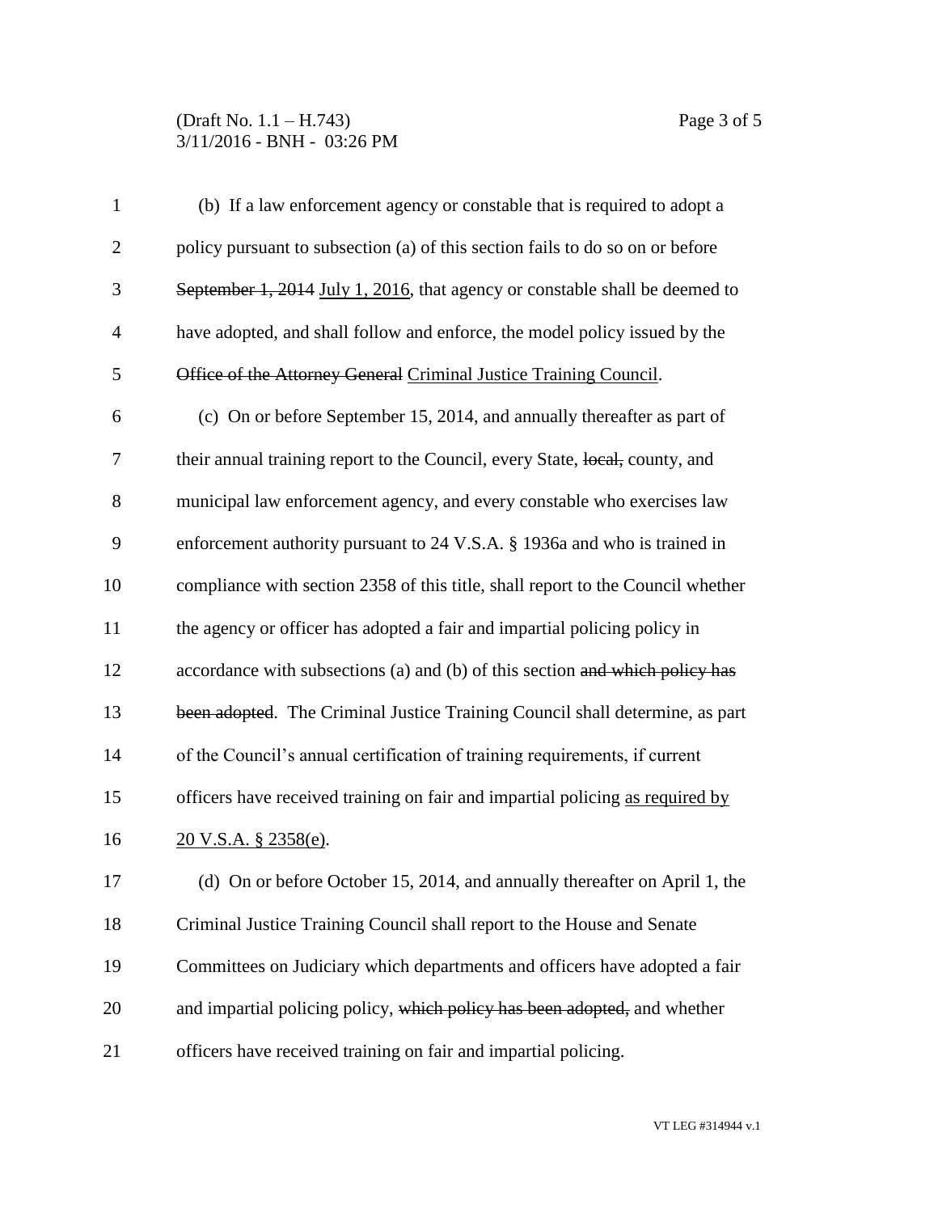(b) If a law enforcement agency or constable that is required to adopt a policy pursuant to subsection (a) of this section fails to do so on or before ~~September 1, 2014~~ <u>July 1, 2016</u>, that agency or constable shall be deemed to have adopted, and shall follow and enforce, the model policy issued by the ~~Office of the Attorney General~~ <u>Criminal Justice Training Council</u>.

(c) On or before September 15, 2014, and annually thereafter as part of their annual training report to the Council, every State, ~~local,~~ county, and municipal law enforcement agency, and every constable who exercises law enforcement authority pursuant to 24 V.S.A. § 1936a and who is trained in compliance with section 2358 of this title, shall report to the Council whether the agency or officer has adopted a fair and impartial policing policy in accordance with subsections (a) and (b) of this section ~~and which policy has been adopted~~. The Criminal Justice Training Council shall determine, as part of the Council's annual certification of training requirements, if current officers have received training on fair and impartial policing <u>as required by 20 V.S.A. § 2358(e)</u>.

(d) On or before October 15, 2014, and annually thereafter on April 1, the Criminal Justice Training Council shall report to the House and Senate Committees on Judiciary which departments and officers have adopted a fair and impartial policing policy, ~~which policy has been adopted,~~ and whether officers have received training on fair and impartial policing.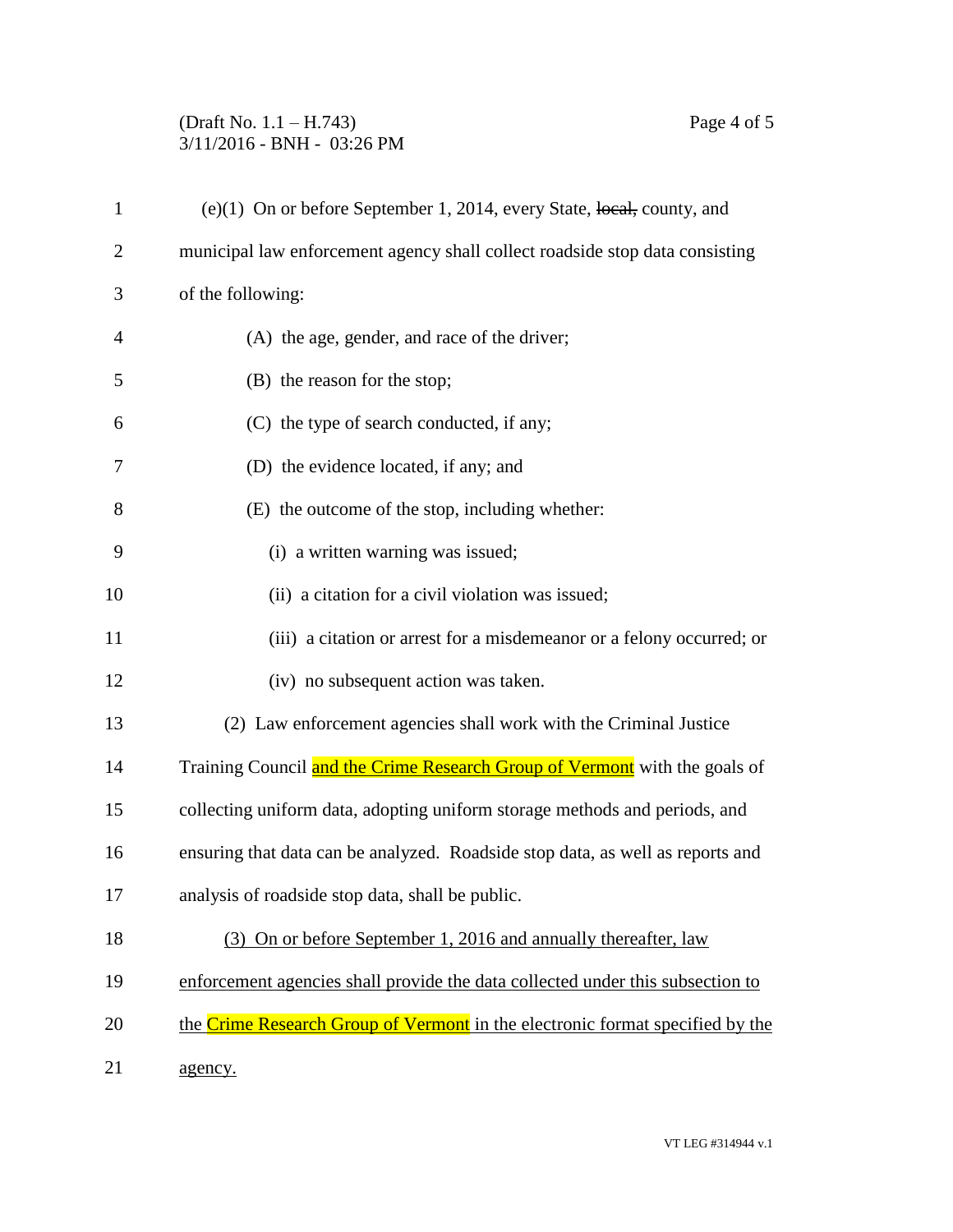(e)(1) On or before September 1, 2014, every State, ~~local,~~ county, and municipal law enforcement agency shall collect roadside stop data consisting of the following:

(A) the age, gender, and race of the driver;

(B) the reason for the stop;

(C) the type of search conducted, if any;

(D) the evidence located, if any; and

(E) the outcome of the stop, including whether:

(i) a written warning was issued;

(ii) a citation for a civil violation was issued;

(iii) a citation or arrest for a misdemeanor or a felony occurred; or

(iv) no subsequent action was taken.

(2) Law enforcement agencies shall work with the Criminal Justice Training Council <u>and the Crime Research Group of Vermont</u> with the goals of collecting uniform data, adopting uniform storage methods and periods, and ensuring that data can be analyzed. Roadside stop data, as well as reports and analysis of roadside stop data, shall be public.

<u>(3) On or before September 1, 2016 and annually thereafter, law enforcement agencies shall provide the data collected under this subsection to the Crime Research Group of Vermont in the electronic format specified by the agency.</u>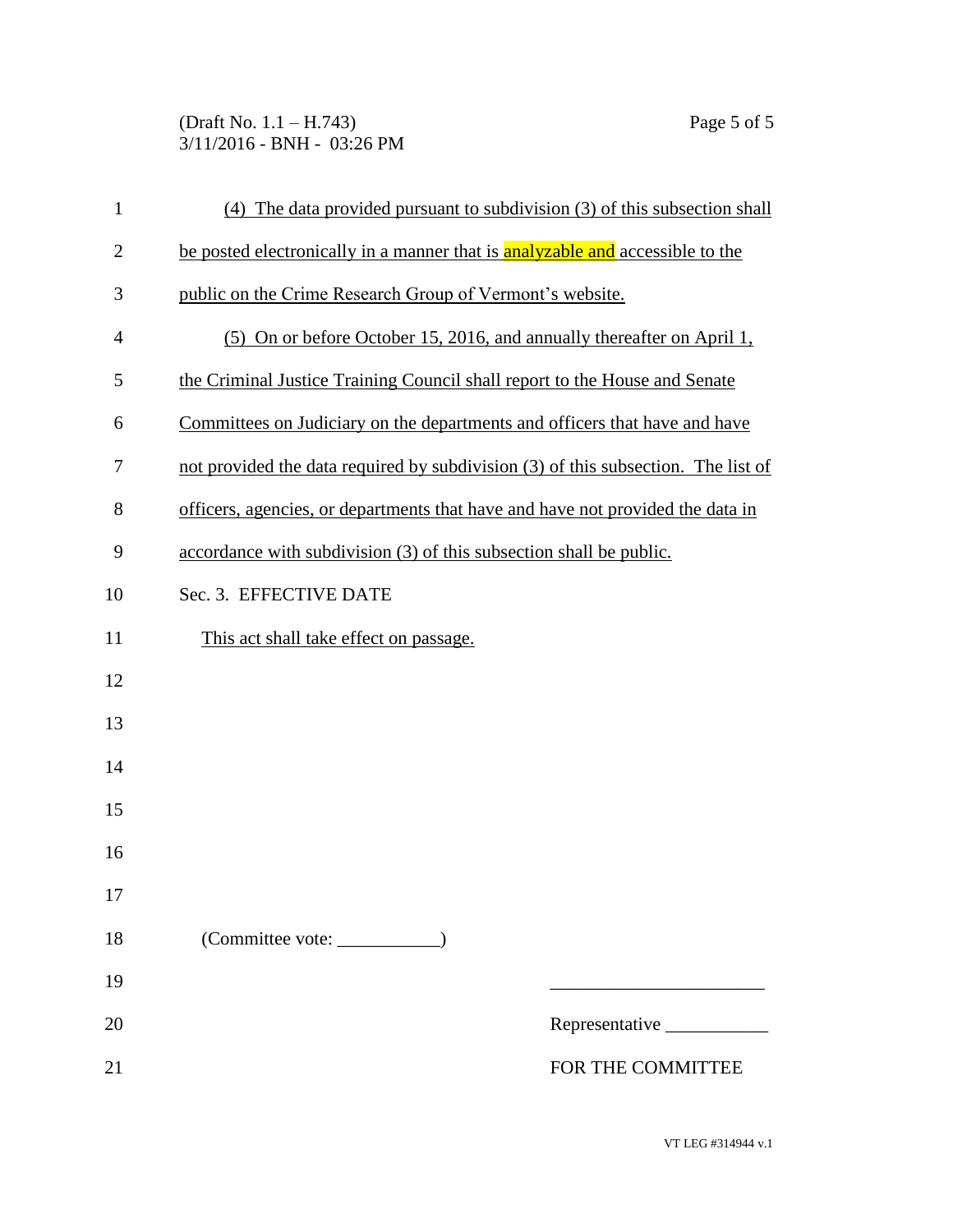(4) The data provided pursuant to subdivision (3) of this subsection shall be posted electronically in a manner that is analyzable and accessible to the public on the Crime Research Group of Vermont's website.

(5) On or before October 15, 2016, and annually thereafter on April 1, the Criminal Justice Training Council shall report to the House and Senate Committees on Judiciary on the departments and officers that have and have not provided the data required by subdivision (3) of this subsection. The list of officers, agencies, or departments that have and have not provided the data in accordance with subdivision (3) of this subsection shall be public.

Sec. 3. EFFECTIVE DATE

This act shall take effect on passage.

(Committee vote: ___________)

_______________________

Representative ___________

FOR THE COMMITTEE